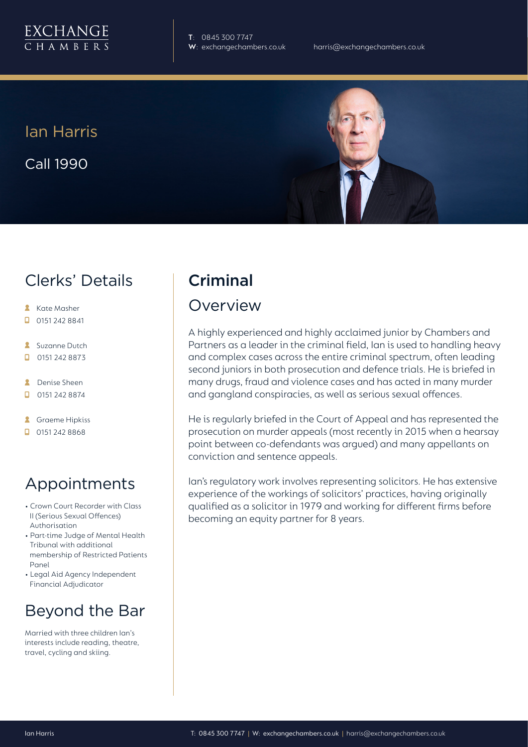EXCHANGE CHAMBERS

**T**: 0845 300 7747
**W**: exchangechambers.co.uk

harris@exchangechambers.co.uk

# Ian Harris

Call 1990

## Clerks' Details

- Kate Masher
- 0151 242 8841
- Suzanne Dutch
- 0151 242 8873
- Denise Sheen
- 0151 242 8874
- Graeme Hipkiss
- 0151 242 8868

## Appointments

- Crown Court Recorder with Class II (Serious Sexual Offences) Authorisation
- Part-time Judge of Mental Health Tribunal with additional membership of Restricted Patients Panel
- Legal Aid Agency Independent Financial Adjudicator

## Beyond the Bar

Married with three children Ian's interests include reading, theatre, travel, cycling and skiing.

## Criminal

### Overview

A highly experienced and highly acclaimed junior by Chambers and Partners as a leader in the criminal field, Ian is used to handling heavy and complex cases across the entire criminal spectrum, often leading second juniors in both prosecution and defence trials. He is briefed in many drugs, fraud and violence cases and has acted in many murder and gangland conspiracies, as well as serious sexual offences.

He is regularly briefed in the Court of Appeal and has represented the prosecution on murder appeals (most recently in 2015 when a hearsay point between co-defendants was argued) and many appellants on conviction and sentence appeals.

Ian's regulatory work involves representing solicitors. He has extensive experience of the workings of solicitors' practices, having originally qualified as a solicitor in 1979 and working for different firms before becoming an equity partner for 8 years.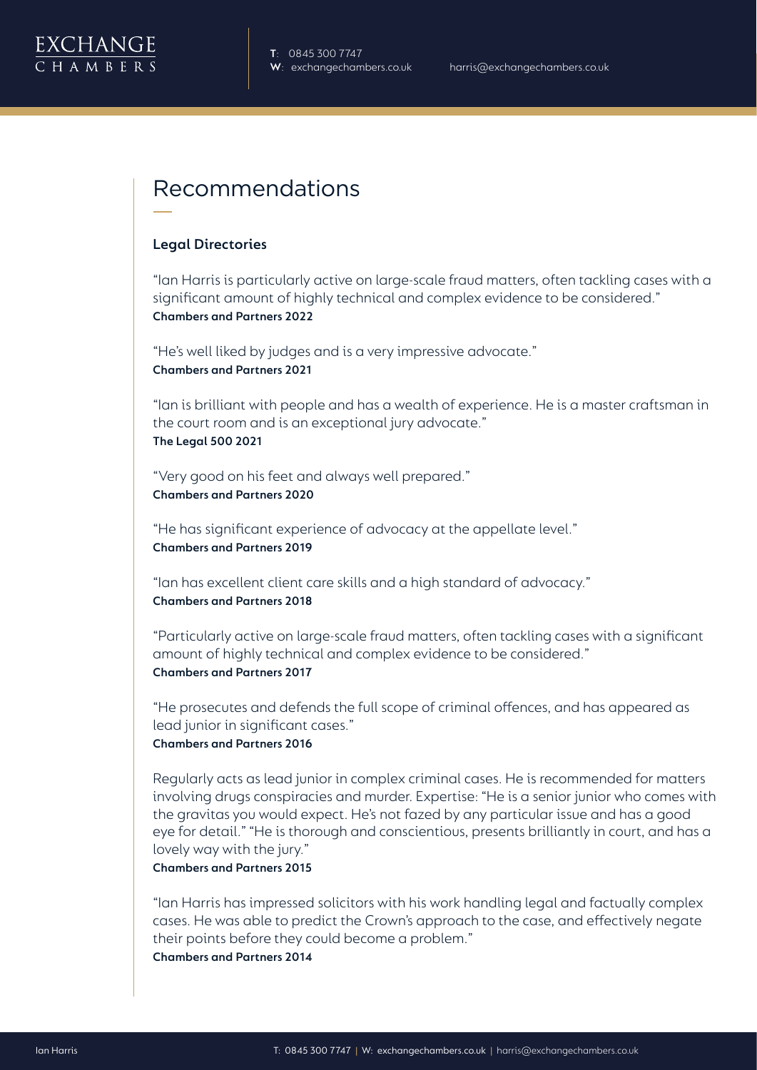# Recommendations

### Legal Directories

"Ian Harris is particularly active on large-scale fraud matters, often tackling cases with a significant amount of highly technical and complex evidence to be considered."
**Chambers and Partners 2022**

"He's well liked by judges and is a very impressive advocate."
**Chambers and Partners 2021**

"Ian is brilliant with people and has a wealth of experience. He is a master craftsman in the court room and is an exceptional jury advocate."
**The Legal 500 2021**

"Very good on his feet and always well prepared."
**Chambers and Partners 2020**

"He has significant experience of advocacy at the appellate level."
**Chambers and Partners 2019**

"Ian has excellent client care skills and a high standard of advocacy."
**Chambers and Partners 2018**

"Particularly active on large-scale fraud matters, often tackling cases with a significant amount of highly technical and complex evidence to be considered."
**Chambers and Partners 2017**

"He prosecutes and defends the full scope of criminal offences, and has appeared as lead junior in significant cases."
**Chambers and Partners 2016**

Regularly acts as lead junior in complex criminal cases. He is recommended for matters involving drugs conspiracies and murder. Expertise: "He is a senior junior who comes with the gravitas you would expect. He's not fazed by any particular issue and has a good eye for detail." "He is thorough and conscientious, presents brilliantly in court, and has a lovely way with the jury."
**Chambers and Partners 2015**

"Ian Harris has impressed solicitors with his work handling legal and factually complex cases. He was able to predict the Crown's approach to the case, and effectively negate their points before they could become a problem."
**Chambers and Partners 2014**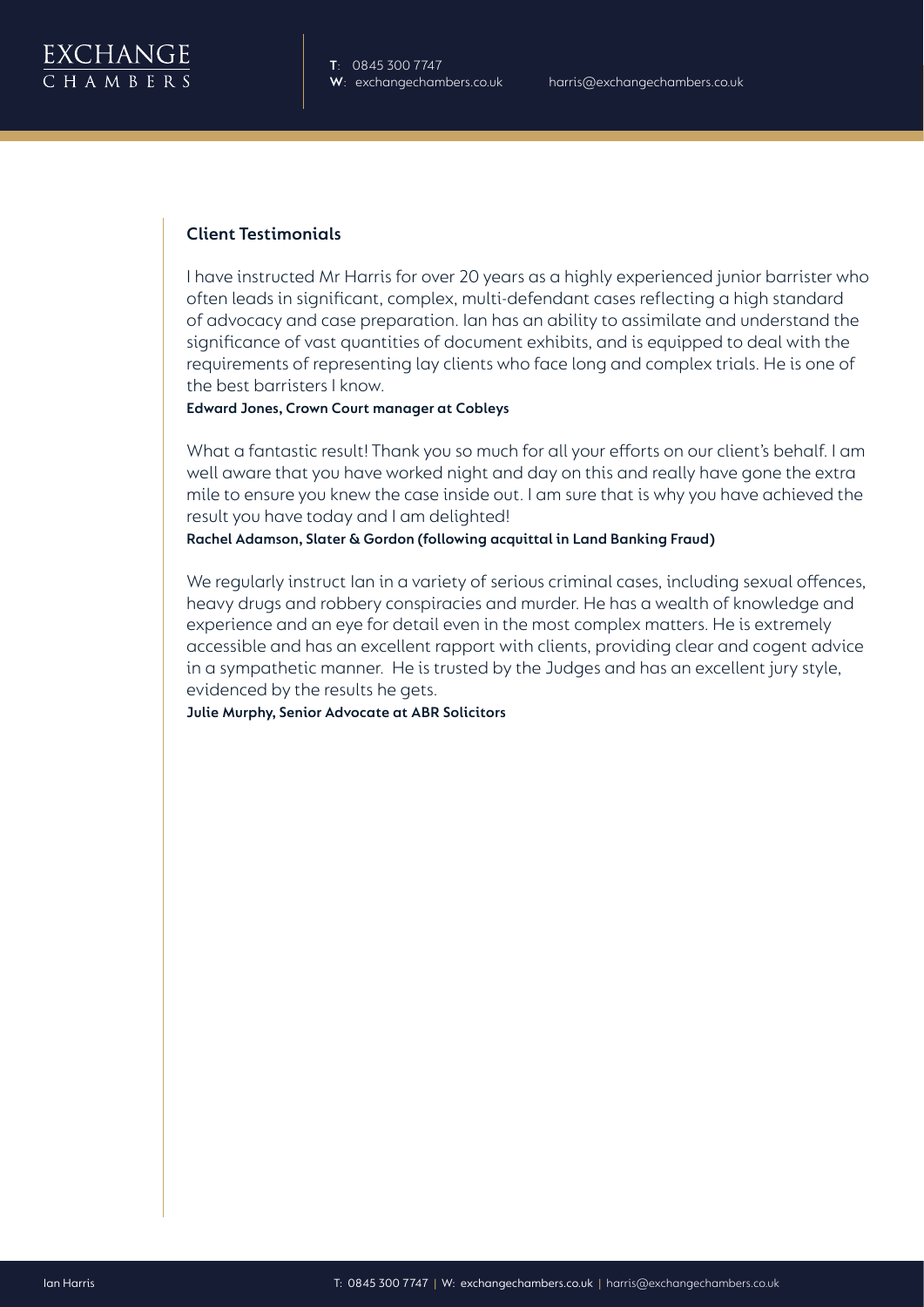## Client Testimonials

I have instructed Mr Harris for over 20 years as a highly experienced junior barrister who often leads in significant, complex, multi-defendant cases reflecting a high standard of advocacy and case preparation. Ian has an ability to assimilate and understand the significance of vast quantities of document exhibits, and is equipped to deal with the requirements of representing lay clients who face long and complex trials. He is one of the best barristers I know.

**Edward Jones, Crown Court manager at Cobleys**

What a fantastic result! Thank you so much for all your efforts on our client's behalf. I am well aware that you have worked night and day on this and really have gone the extra mile to ensure you knew the case inside out. I am sure that is why you have achieved the result you have today and I am delighted!

**Rachel Adamson, Slater & Gordon (following acquittal in Land Banking Fraud)**

We regularly instruct Ian in a variety of serious criminal cases, including sexual offences, heavy drugs and robbery conspiracies and murder. He has a wealth of knowledge and experience and an eye for detail even in the most complex matters. He is extremely accessible and has an excellent rapport with clients, providing clear and cogent advice in a sympathetic manner. He is trusted by the Judges and has an excellent jury style, evidenced by the results he gets.

**Julie Murphy, Senior Advocate at ABR Solicitors**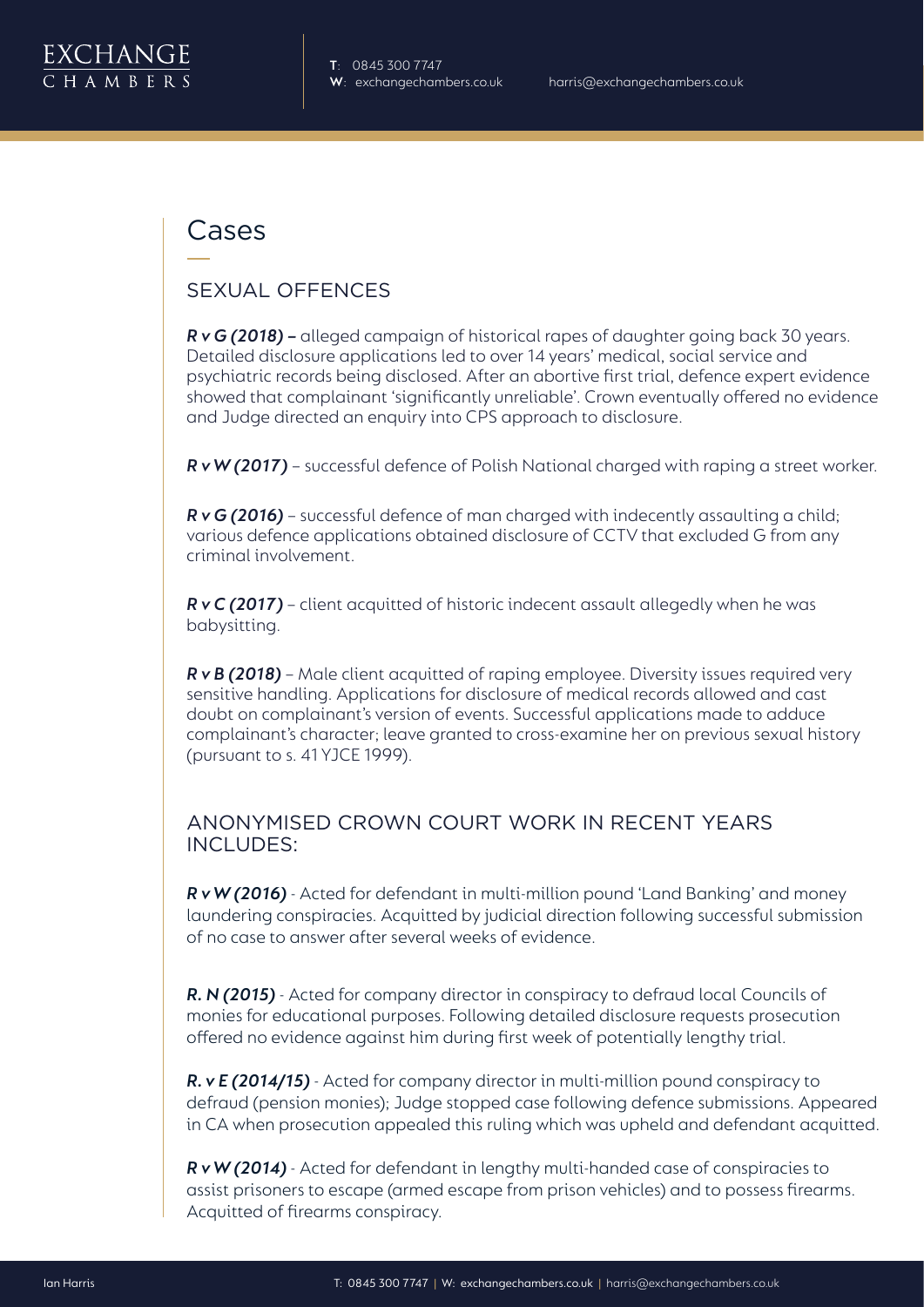# Cases

## SEXUAL OFFENCES

***R v G (2018) –*** alleged campaign of historical rapes of daughter going back 30 years. Detailed disclosure applications led to over 14 years' medical, social service and psychiatric records being disclosed. After an abortive first trial, defence expert evidence showed that complainant 'significantly unreliable'. Crown eventually offered no evidence and Judge directed an enquiry into CPS approach to disclosure.

***R v W (2017)*** – successful defence of Polish National charged with raping a street worker.

***R v G (2016)*** – successful defence of man charged with indecently assaulting a child; various defence applications obtained disclosure of CCTV that excluded G from any criminal involvement.

***R v C (2017)*** – client acquitted of historic indecent assault allegedly when he was babysitting.

***R v B (2018)*** – Male client acquitted of raping employee. Diversity issues required very sensitive handling. Applications for disclosure of medical records allowed and cast doubt on complainant's version of events. Successful applications made to adduce complainant's character; leave granted to cross-examine her on previous sexual history (pursuant to s. 41 YJCE 1999).

## ANONYMISED CROWN COURT WORK IN RECENT YEARS INCLUDES:

***R v W (2016)*** - Acted for defendant in multi-million pound 'Land Banking' and money laundering conspiracies. Acquitted by judicial direction following successful submission of no case to answer after several weeks of evidence.

***R. N (2015)*** - Acted for company director in conspiracy to defraud local Councils of monies for educational purposes. Following detailed disclosure requests prosecution offered no evidence against him during first week of potentially lengthy trial.

***R. v E (2014/15)*** - Acted for company director in multi-million pound conspiracy to defraud (pension monies); Judge stopped case following defence submissions. Appeared in CA when prosecution appealed this ruling which was upheld and defendant acquitted.

***R v W (2014)*** - Acted for defendant in lengthy multi-handed case of conspiracies to assist prisoners to escape (armed escape from prison vehicles) and to possess firearms. Acquitted of firearms conspiracy.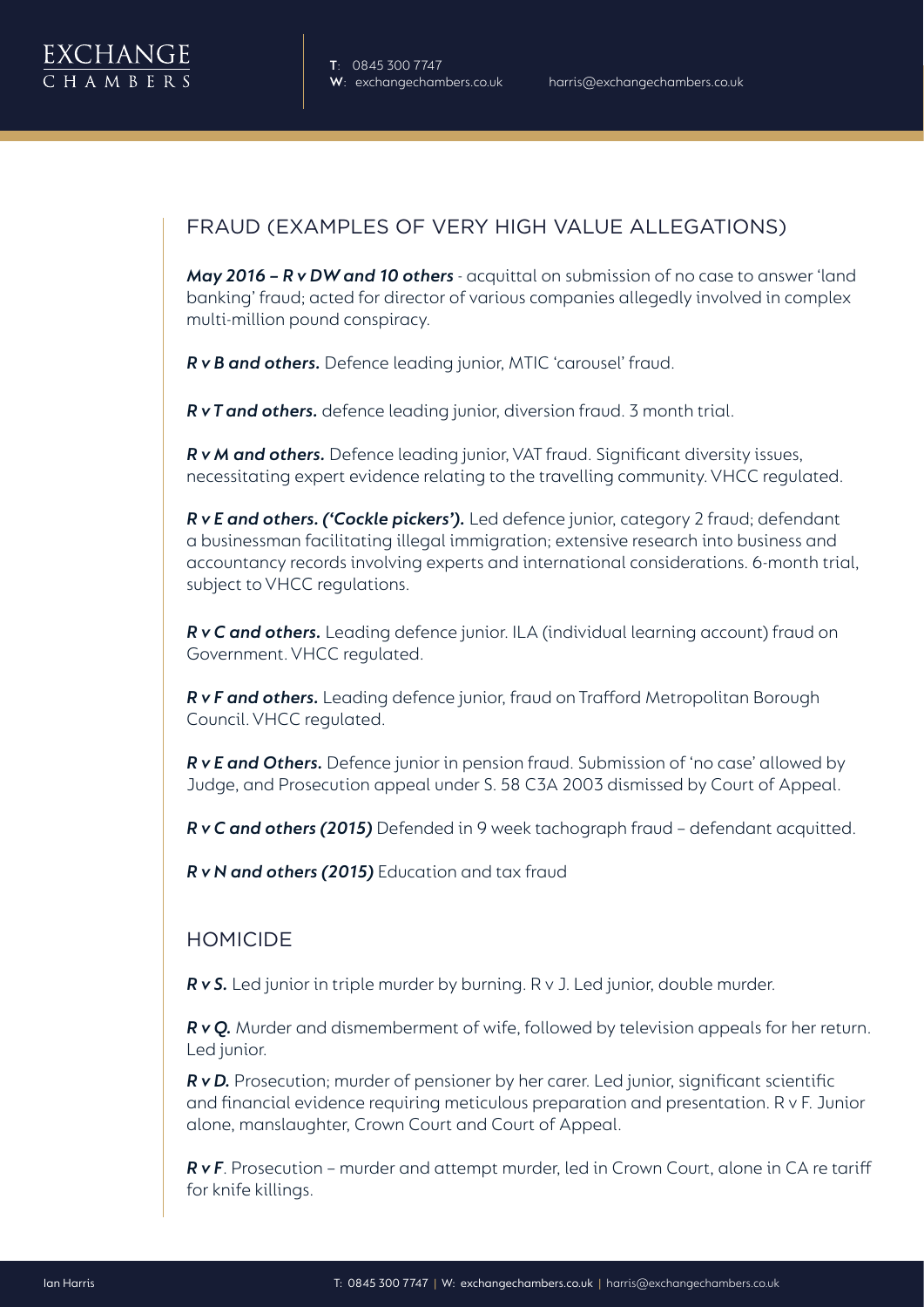## FRAUD (EXAMPLES OF VERY HIGH VALUE ALLEGATIONS)

***May 2016 – R v DW and 10 others*** - acquittal on submission of no case to answer 'land banking' fraud; acted for director of various companies allegedly involved in complex multi-million pound conspiracy.

***R v B and others.*** Defence leading junior, MTIC 'carousel' fraud.

***R v T and others.*** defence leading junior, diversion fraud. 3 month trial.

***R v M and others.*** Defence leading junior, VAT fraud. Significant diversity issues, necessitating expert evidence relating to the travelling community. VHCC regulated.

***R v E and others. ('Cockle pickers').*** Led defence junior, category 2 fraud; defendant a businessman facilitating illegal immigration; extensive research into business and accountancy records involving experts and international considerations. 6-month trial, subject to VHCC regulations.

***R v C and others.*** Leading defence junior. ILA (individual learning account) fraud on Government. VHCC regulated.

***R v F and others.*** Leading defence junior, fraud on Trafford Metropolitan Borough Council. VHCC regulated.

***R v E and Others.*** Defence junior in pension fraud. Submission of 'no case' allowed by Judge, and Prosecution appeal under S. 58 C3A 2003 dismissed by Court of Appeal.

***R v C and others (2015)*** Defended in 9 week tachograph fraud – defendant acquitted.

***R v N and others (2015)*** Education and tax fraud

## HOMICIDE

***R v S.*** Led junior in triple murder by burning. R v J. Led junior, double murder.

***R v Q.*** Murder and dismemberment of wife, followed by television appeals for her return. Led junior.

***R v D.*** Prosecution; murder of pensioner by her carer. Led junior, significant scientific and financial evidence requiring meticulous preparation and presentation. R v F. Junior alone, manslaughter, Crown Court and Court of Appeal.

***R v F***. Prosecution – murder and attempt murder, led in Crown Court, alone in CA re tariff for knife killings.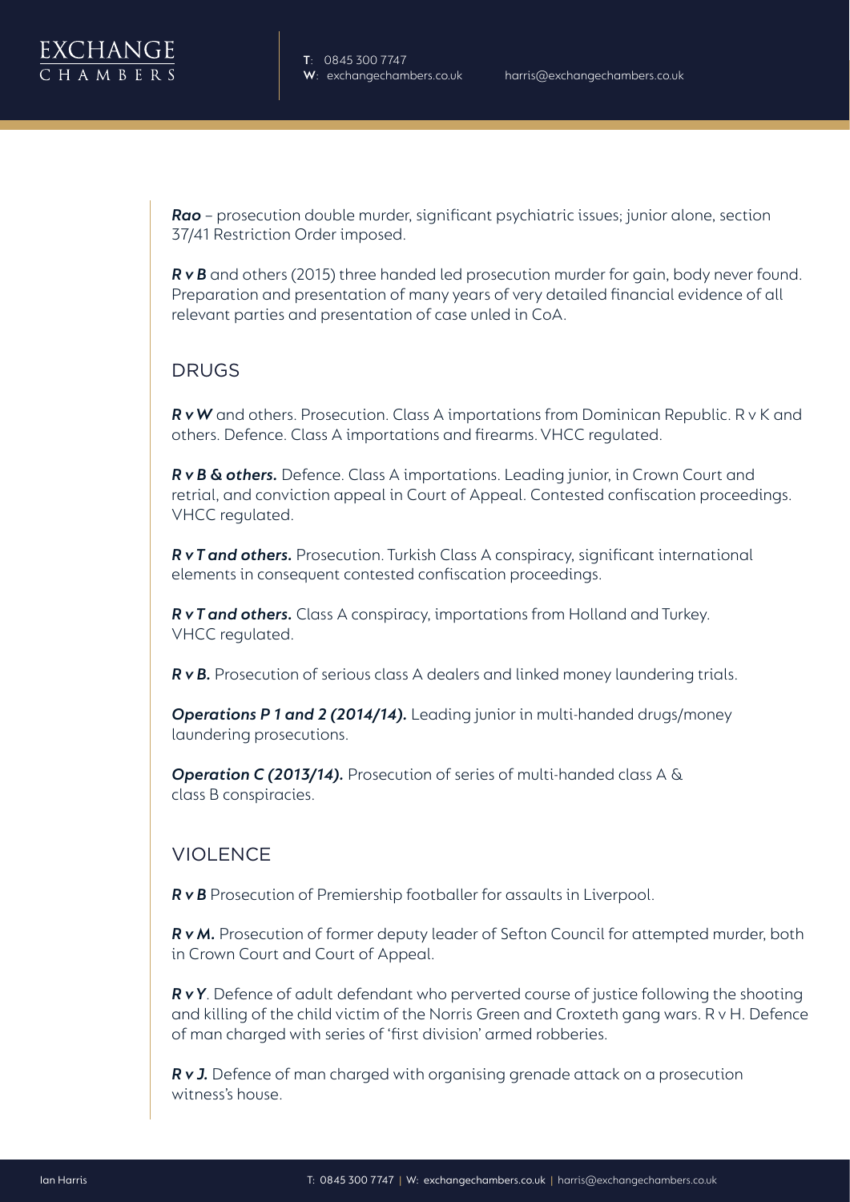***Rao*** – prosecution double murder, significant psychiatric issues; junior alone, section 37/41 Restriction Order imposed.

***R v B*** and others (2015) three handed led prosecution murder for gain, body never found. Preparation and presentation of many years of very detailed financial evidence of all relevant parties and presentation of case unled in CoA.

## DRUGS

***R v W*** and others. Prosecution. Class A importations from Dominican Republic. R v K and others. Defence. Class A importations and firearms. VHCC regulated.

***R v B & others.*** Defence. Class A importations. Leading junior, in Crown Court and retrial, and conviction appeal in Court of Appeal. Contested confiscation proceedings. VHCC regulated.

***R v T and others.*** Prosecution. Turkish Class A conspiracy, significant international elements in consequent contested confiscation proceedings.

***R v T and others.*** Class A conspiracy, importations from Holland and Turkey. VHCC regulated.

***R v B.*** Prosecution of serious class A dealers and linked money laundering trials.

***Operations P 1 and 2 (2014/14).*** Leading junior in multi-handed drugs/money laundering prosecutions.

***Operation C (2013/14).*** Prosecution of series of multi-handed class A & class B conspiracies.

## VIOLENCE

***R v B*** Prosecution of Premiership footballer for assaults in Liverpool.

***R v M.*** Prosecution of former deputy leader of Sefton Council for attempted murder, both in Crown Court and Court of Appeal.

***R v Y***. Defence of adult defendant who perverted course of justice following the shooting and killing of the child victim of the Norris Green and Croxteth gang wars. R v H. Defence of man charged with series of 'first division' armed robberies.

***R v J.*** Defence of man charged with organising grenade attack on a prosecution witness's house.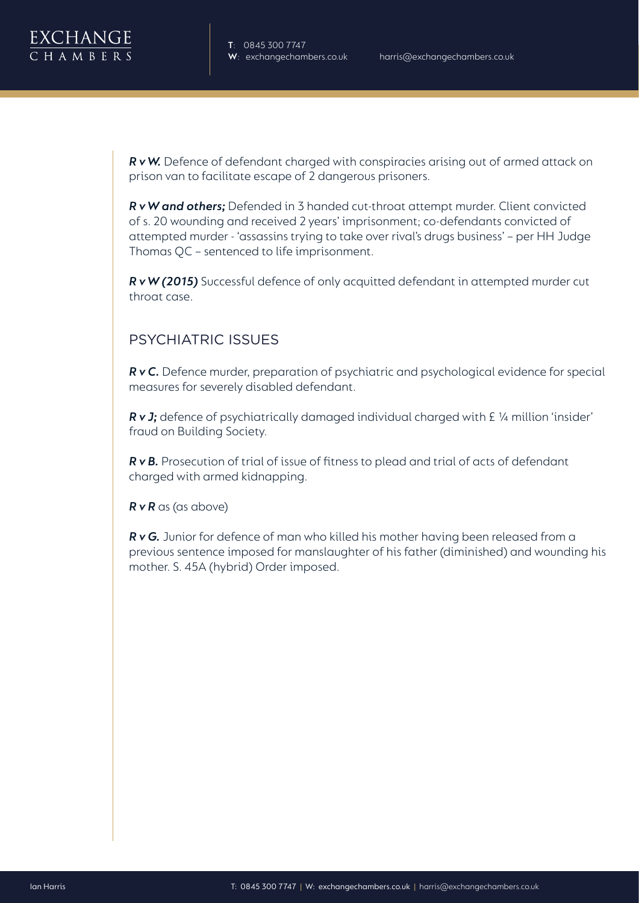***R v W.*** Defence of defendant charged with conspiracies arising out of armed attack on prison van to facilitate escape of 2 dangerous prisoners.

***R v W and others;*** Defended in 3 handed cut-throat attempt murder. Client convicted of s. 20 wounding and received 2 years' imprisonment; co-defendants convicted of attempted murder - 'assassins trying to take over rival's drugs business' – per HH Judge Thomas QC – sentenced to life imprisonment.

***R v W (2015)*** Successful defence of only acquitted defendant in attempted murder cut throat case.

## PSYCHIATRIC ISSUES

***R v C.*** Defence murder, preparation of psychiatric and psychological evidence for special measures for severely disabled defendant.

***R v J;*** defence of psychiatrically damaged individual charged with £ ¼ million 'insider' fraud on Building Society.

***R v B.*** Prosecution of trial of issue of fitness to plead and trial of acts of defendant charged with armed kidnapping.

***R v R*** as (as above)

***R v G.*** Junior for defence of man who killed his mother having been released from a previous sentence imposed for manslaughter of his father (diminished) and wounding his mother. S. 45A (hybrid) Order imposed.